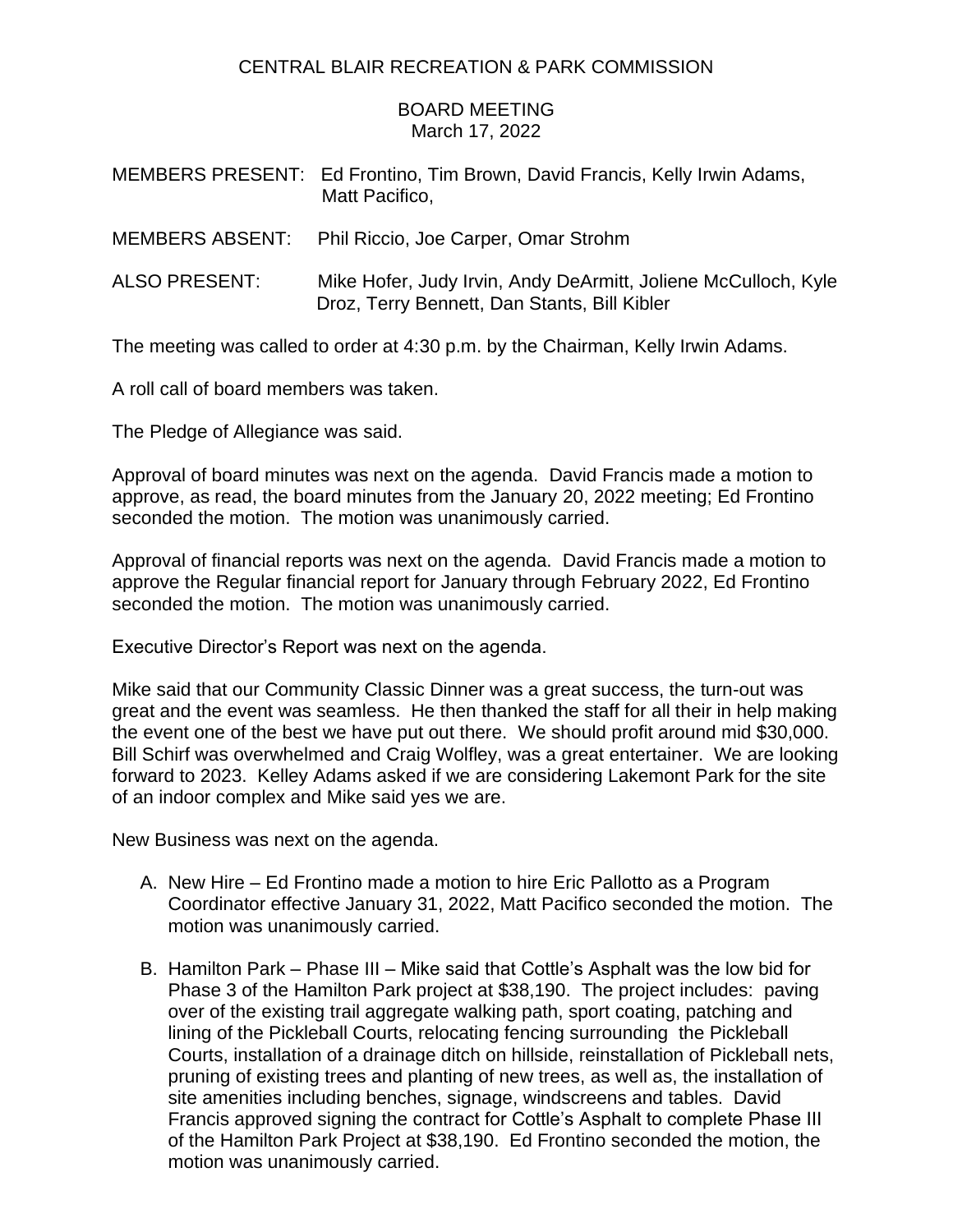CENTRAL BLAIR RECREATION & PARK COMMISSION

BOARD MEETING
March 17, 2022

MEMBERS PRESENT: Ed Frontino, Tim Brown, David Francis, Kelly Irwin Adams, Matt Pacifico,

MEMBERS ABSENT: Phil Riccio, Joe Carper, Omar Strohm

ALSO PRESENT: Mike Hofer, Judy Irvin, Andy DeArmitt, Joliene McCulloch, Kyle Droz, Terry Bennett, Dan Stants, Bill Kibler

The meeting was called to order at 4:30 p.m. by the Chairman, Kelly Irwin Adams.

A roll call of board members was taken.

The Pledge of Allegiance was said.

Approval of board minutes was next on the agenda. David Francis made a motion to approve, as read, the board minutes from the January 20, 2022 meeting; Ed Frontino seconded the motion. The motion was unanimously carried.

Approval of financial reports was next on the agenda. David Francis made a motion to approve the Regular financial report for January through February 2022, Ed Frontino seconded the motion. The motion was unanimously carried.

Executive Director's Report was next on the agenda.

Mike said that our Community Classic Dinner was a great success, the turn-out was great and the event was seamless. He then thanked the staff for all their in help making the event one of the best we have put out there. We should profit around mid $30,000. Bill Schirf was overwhelmed and Craig Wolfley, was a great entertainer. We are looking forward to 2023. Kelley Adams asked if we are considering Lakemont Park for the site of an indoor complex and Mike said yes we are.

New Business was next on the agenda.

A. New Hire – Ed Frontino made a motion to hire Eric Pallotto as a Program Coordinator effective January 31, 2022, Matt Pacifico seconded the motion. The motion was unanimously carried.

B. Hamilton Park – Phase III – Mike said that Cottle's Asphalt was the low bid for Phase 3 of the Hamilton Park project at $38,190. The project includes: paving over of the existing trail aggregate walking path, sport coating, patching and lining of the Pickleball Courts, relocating fencing surrounding the Pickleball Courts, installation of a drainage ditch on hillside, reinstallation of Pickleball nets, pruning of existing trees and planting of new trees, as well as, the installation of site amenities including benches, signage, windscreens and tables. David Francis approved signing the contract for Cottle's Asphalt to complete Phase III of the Hamilton Park Project at $38,190. Ed Frontino seconded the motion, the motion was unanimously carried.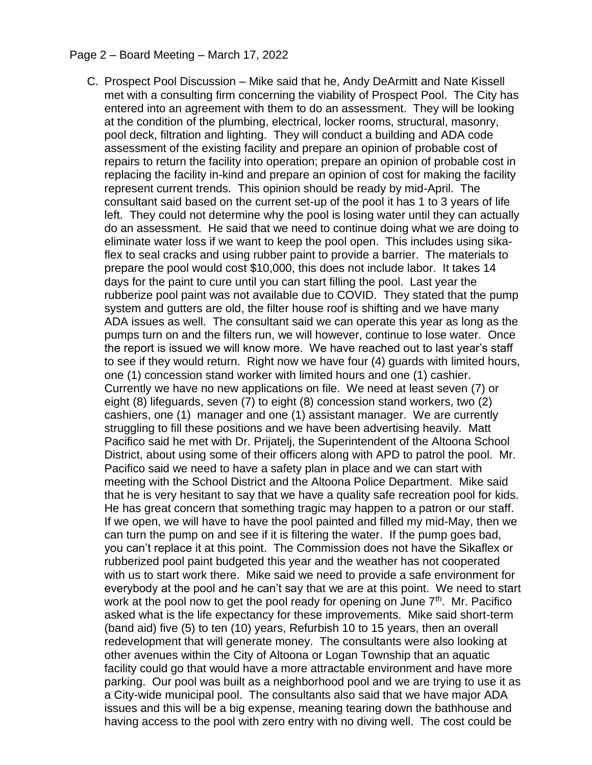C. Prospect Pool Discussion – Mike said that he, Andy DeArmitt and Nate Kissell met with a consulting firm concerning the viability of Prospect Pool. The City has entered into an agreement with them to do an assessment. They will be looking at the condition of the plumbing, electrical, locker rooms, structural, masonry, pool deck, filtration and lighting. They will conduct a building and ADA code assessment of the existing facility and prepare an opinion of probable cost of repairs to return the facility into operation; prepare an opinion of probable cost in replacing the facility in-kind and prepare an opinion of cost for making the facility represent current trends. This opinion should be ready by mid-April. The consultant said based on the current set-up of the pool it has 1 to 3 years of life left. They could not determine why the pool is losing water until they can actually do an assessment. He said that we need to continue doing what we are doing to eliminate water loss if we want to keep the pool open. This includes using sika-flex to seal cracks and using rubber paint to provide a barrier. The materials to prepare the pool would cost $10,000, this does not include labor. It takes 14 days for the paint to cure until you can start filling the pool. Last year the rubberize pool paint was not available due to COVID. They stated that the pump system and gutters are old, the filter house roof is shifting and we have many ADA issues as well. The consultant said we can operate this year as long as the pumps turn on and the filters run, we will however, continue to lose water. Once the report is issued we will know more. We have reached out to last year's staff to see if they would return. Right now we have four (4) guards with limited hours, one (1) concession stand worker with limited hours and one (1) cashier. Currently we have no new applications on file. We need at least seven (7) or eight (8) lifeguards, seven (7) to eight (8) concession stand workers, two (2) cashiers, one (1) manager and one (1) assistant manager. We are currently struggling to fill these positions and we have been advertising heavily. Matt Pacifico said he met with Dr. Prijatelj, the Superintendent of the Altoona School District, about using some of their officers along with APD to patrol the pool. Mr. Pacifico said we need to have a safety plan in place and we can start with meeting with the School District and the Altoona Police Department. Mike said that he is very hesitant to say that we have a quality safe recreation pool for kids. He has great concern that something tragic may happen to a patron or our staff. If we open, we will have to have the pool painted and filled my mid-May, then we can turn the pump on and see if it is filtering the water. If the pump goes bad, you can't replace it at this point. The Commission does not have the Sikaflex or rubberized pool paint budgeted this year and the weather has not cooperated with us to start work there. Mike said we need to provide a safe environment for everybody at the pool and he can't say that we are at this point. We need to start work at the pool now to get the pool ready for opening on June 7th. Mr. Pacifico asked what is the life expectancy for these improvements. Mike said short-term (band aid) five (5) to ten (10) years, Refurbish 10 to 15 years, then an overall redevelopment that will generate money. The consultants were also looking at other avenues within the City of Altoona or Logan Township that an aquatic facility could go that would have a more attractable environment and have more parking. Our pool was built as a neighborhood pool and we are trying to use it as a City-wide municipal pool. The consultants also said that we have major ADA issues and this will be a big expense, meaning tearing down the bathhouse and having access to the pool with zero entry with no diving well. The cost could be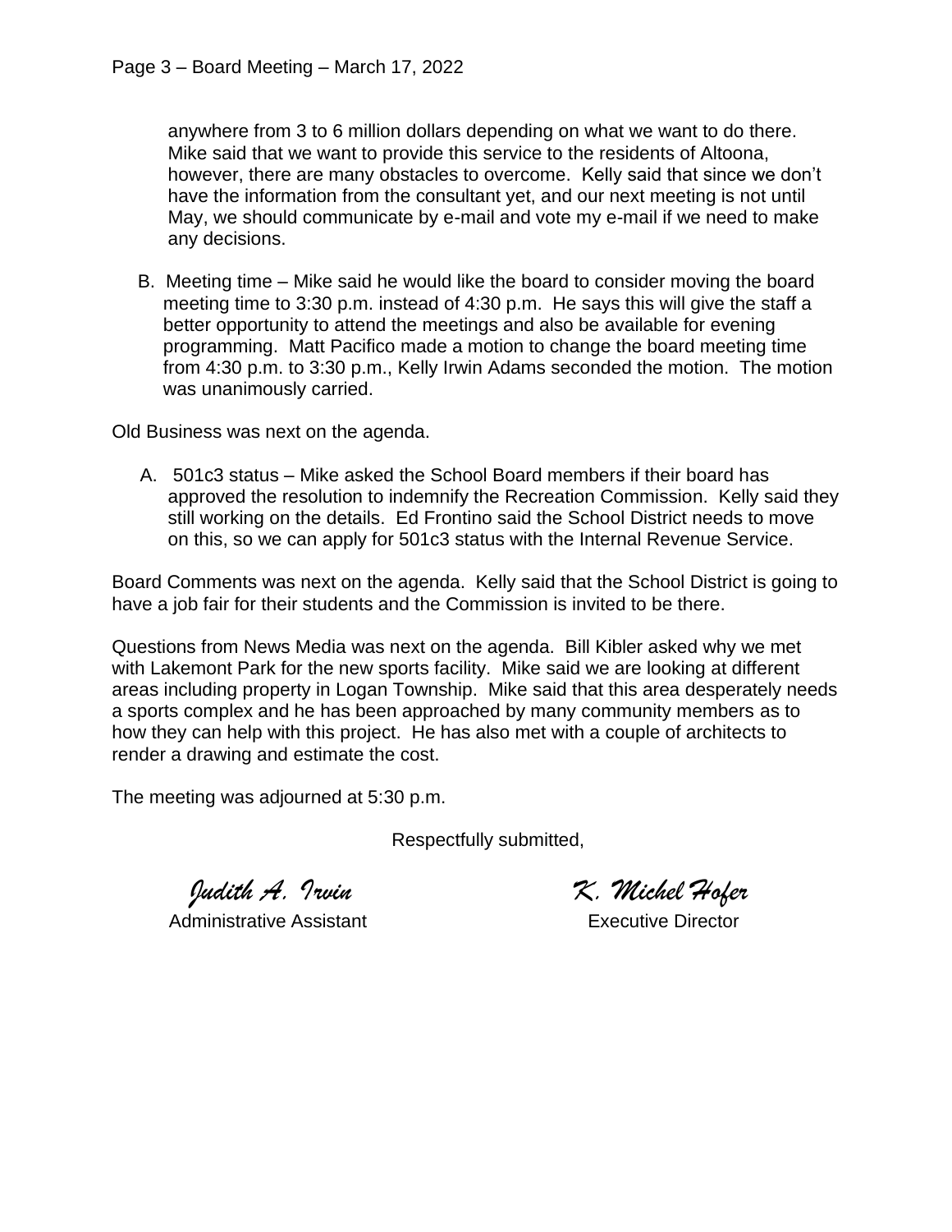anywhere from 3 to 6 million dollars depending on what we want to do there. Mike said that we want to provide this service to the residents of Altoona, however, there are many obstacles to overcome. Kelly said that since we don't have the information from the consultant yet, and our next meeting is not until May, we should communicate by e-mail and vote my e-mail if we need to make any decisions.

B. Meeting time – Mike said he would like the board to consider moving the board meeting time to 3:30 p.m. instead of 4:30 p.m. He says this will give the staff a better opportunity to attend the meetings and also be available for evening programming. Matt Pacifico made a motion to change the board meeting time from 4:30 p.m. to 3:30 p.m., Kelly Irwin Adams seconded the motion. The motion was unanimously carried.

Old Business was next on the agenda.

A. 501c3 status – Mike asked the School Board members if their board has approved the resolution to indemnify the Recreation Commission. Kelly said they still working on the details. Ed Frontino said the School District needs to move on this, so we can apply for 501c3 status with the Internal Revenue Service.

Board Comments was next on the agenda. Kelly said that the School District is going to have a job fair for their students and the Commission is invited to be there.

Questions from News Media was next on the agenda. Bill Kibler asked why we met with Lakemont Park for the new sports facility. Mike said we are looking at different areas including property in Logan Township. Mike said that this area desperately needs a sports complex and he has been approached by many community members as to how they can help with this project. He has also met with a couple of architects to render a drawing and estimate the cost.

The meeting was adjourned at 5:30 p.m.

Respectfully submitted,

*Judith A. Irvin*
Administrative Assistant

*K. Michel Hofer*
Executive Director